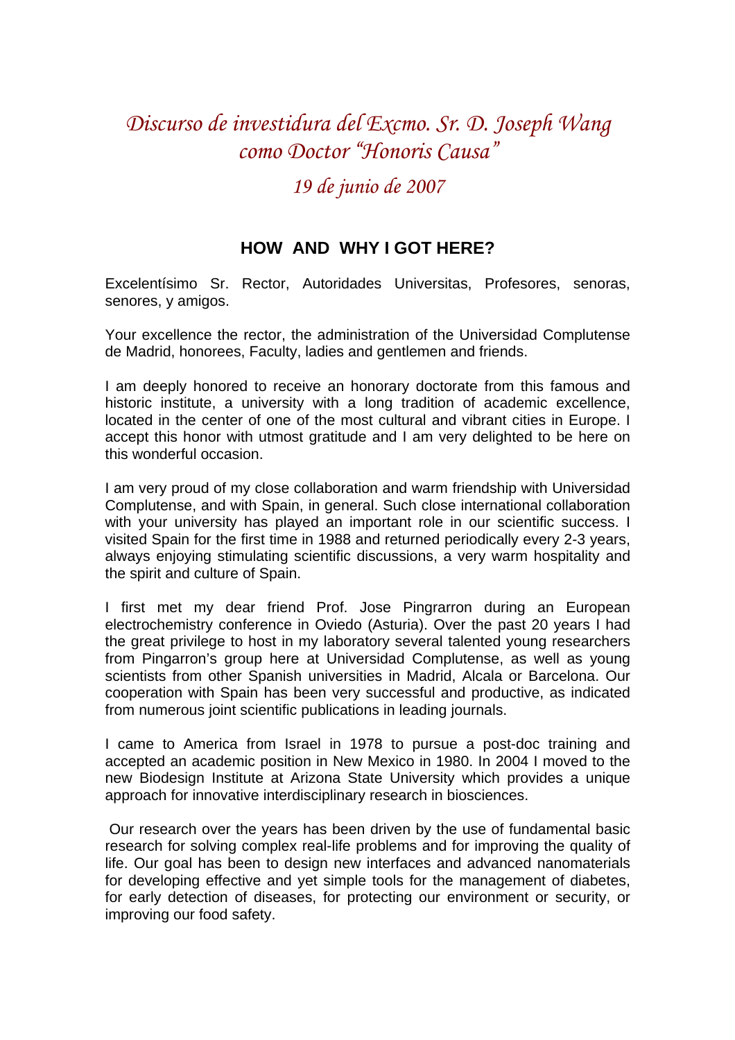# *Discurso de investidura del Excmo. Sr. D. Joseph Wang como Doctor "Honoris Causa"*

*19 de junio de 2007*

## HOW AND WHY I GOT HERE?

Excelentísimo Sr. Rector, Autoridades Universitas, Profesores, senoras, senores, y amigos.

Your excellence the rector, the administration of the Universidad Complutense de Madrid, honorees, Faculty, ladies and gentlemen and friends.

I am deeply honored to receive an honorary doctorate from this famous and historic institute, a university with a long tradition of academic excellence, located in the center of one of the most cultural and vibrant cities in Europe. I accept this honor with utmost gratitude and I am very delighted to be here on this wonderful occasion.

I am very proud of my close collaboration and warm friendship with Universidad Complutense, and with Spain, in general. Such close international collaboration with your university has played an important role in our scientific success. I visited Spain for the first time in 1988 and returned periodically every 2-3 years, always enjoying stimulating scientific discussions, a very warm hospitality and the spirit and culture of Spain.

I first met my dear friend Prof. Jose Pingrarron during an European electrochemistry conference in Oviedo (Asturia). Over the past 20 years I had the great privilege to host in my laboratory several talented young researchers from Pingarron's group here at Universidad Complutense, as well as young scientists from other Spanish universities in Madrid, Alcala or Barcelona. Our cooperation with Spain has been very successful and productive, as indicated from numerous joint scientific publications in leading journals.

I came to America from Israel in 1978 to pursue a post-doc training and accepted an academic position in New Mexico in 1980. In 2004 I moved to the new Biodesign Institute at Arizona State University which provides a unique approach for innovative interdisciplinary research in biosciences.

Our research over the years has been driven by the use of fundamental basic research for solving complex real-life problems and for improving the quality of life. Our goal has been to design new interfaces and advanced nanomaterials for developing effective and yet simple tools for the management of diabetes, for early detection of diseases, for protecting our environment or security, or improving our food safety.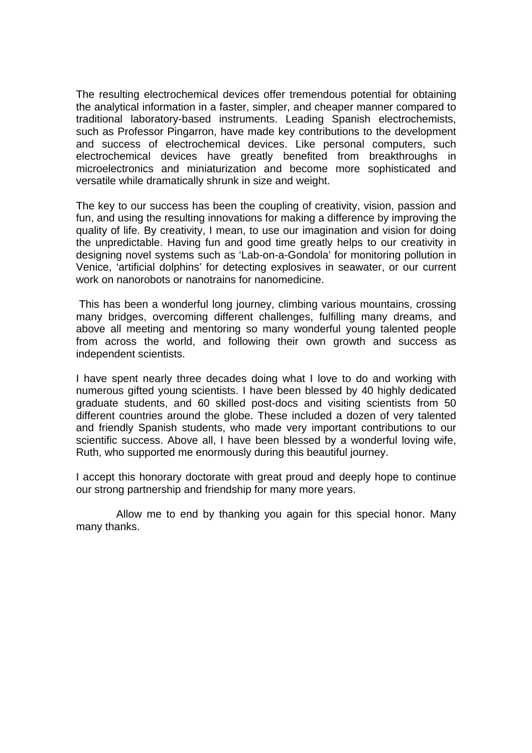The resulting electrochemical devices offer tremendous potential for obtaining the analytical information in a faster, simpler, and cheaper manner compared to traditional laboratory-based instruments. Leading Spanish electrochemists, such as Professor Pingarron, have made key contributions to the development and success of electrochemical devices. Like personal computers, such electrochemical devices have greatly benefited from breakthroughs in microelectronics and miniaturization and become more sophisticated and versatile while dramatically shrunk in size and weight.

The key to our success has been the coupling of creativity, vision, passion and fun, and using the resulting innovations for making a difference by improving the quality of life. By creativity, I mean, to use our imagination and vision for doing the unpredictable. Having fun and good time greatly helps to our creativity in designing novel systems such as 'Lab-on-a-Gondola' for monitoring pollution in Venice, 'artificial dolphins' for detecting explosives in seawater, or our current work on nanorobots or nanotrains for nanomedicine.

This has been a wonderful long journey, climbing various mountains, crossing many bridges, overcoming different challenges, fulfilling many dreams, and above all meeting and mentoring so many wonderful young talented people from across the world, and following their own growth and success as independent scientists.

I have spent nearly three decades doing what I love to do and working with numerous gifted young scientists. I have been blessed by 40 highly dedicated graduate students, and 60 skilled post-docs and visiting scientists from 50 different countries around the globe. These included a dozen of very talented and friendly Spanish students, who made very important contributions to our scientific success. Above all, I have been blessed by a wonderful loving wife, Ruth, who supported me enormously during this beautiful journey.

I accept this honorary doctorate with great proud and deeply hope to continue our strong partnership and friendship for many more years.

Allow me to end by thanking you again for this special honor. Many many thanks.